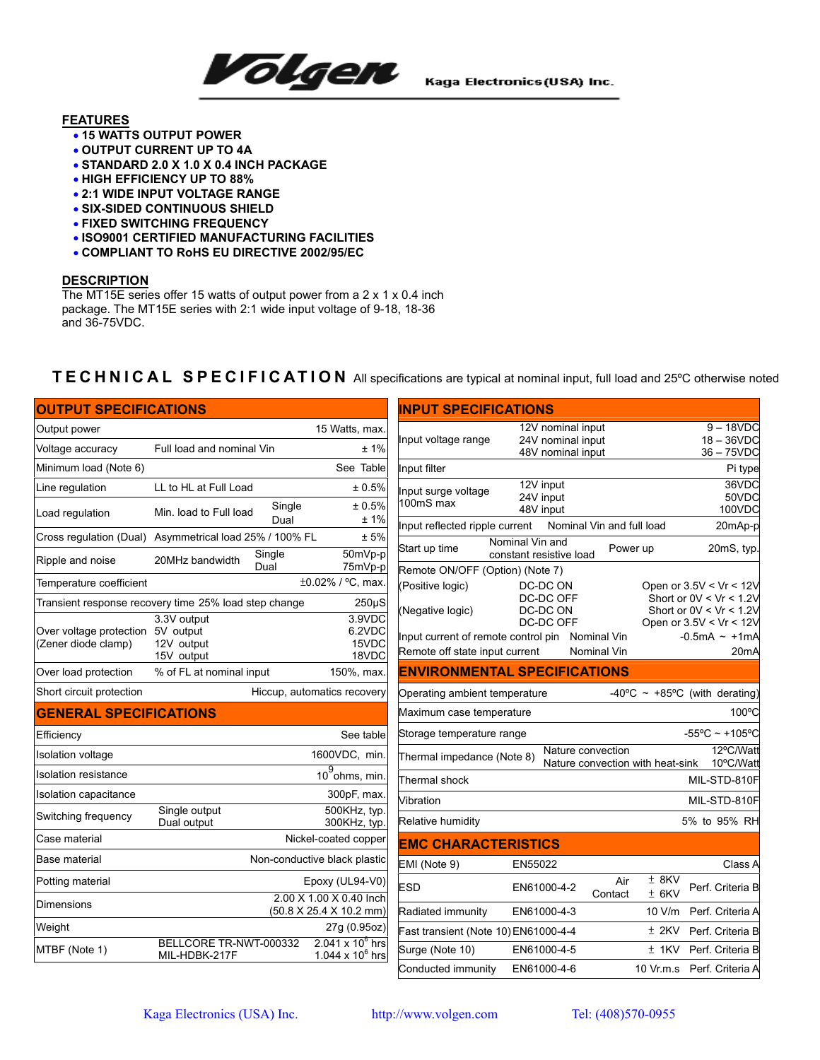# Volgen

Kaga Electronics (USA) Inc.

## FEATURES

- 15 WATTS OUTPUT POWER
- OUTPUT CURRENT UP TO 4A
- STANDARD 2.0 X 1.0 X 0.4 INCH PACKAGE
- HIGH EFFICIENCY UP TO 88%
- 2:1 WIDE INPUT VOLTAGE RANGE
- SIX-SIDED CONTINUOUS SHIELD
- FIXED SWITCHING FREQUENCY
- ISO9001 CERTIFIED MANUFACTURING FACILITIES
- COMPLIANT TO RoHS EU DIRECTIVE 2002/95/EC

## DESCRIPTION

The MT15E series offer 15 watts of output power from a 2 x 1 x 0.4 inch package. The MT15E series with 2:1 wide input voltage of 9-18, 18-36 and 36-75VDC.

## TECHNICAL SPECIFICATION

All specifications are typical at nominal input, full load and 25ºC otherwise noted

### OUTPUT SPECIFICATIONS

| Parameter | Condition | | Value |
|---|---|---|---|
| Output power | | | 15 Watts, max. |
| Voltage accuracy | Full load and nominal Vin | | ± 1% |
| Minimum load (Note 6) | | | See Table |
| Line regulation | LL to HL at Full Load | | ± 0.5% |
| Load regulation | Min. load to Full load | Single<br>Dual | ± 0.5%<br>± 1% |
| Cross regulation (Dual) | Asymmetrical load 25% / 100% FL | | ± 5% |
| Ripple and noise | 20MHz bandwidth | Single<br>Dual | 50mVp-p<br>75mVp-p |
| Temperature coefficient | | | ±0.02% / ºC, max. |
| Transient response recovery time 25% load step change | | | 250μS |
| Over voltage protection (Zener diode clamp) | 3.3V output<br>5V output<br>12V output<br>15V output | | 3.9VDC<br>6.2VDC<br>15VDC<br>18VDC |
| Over load protection | % of FL at nominal input | | 150%, max. |
| Short circuit protection | | | Hiccup, automatics recovery |

### GENERAL SPECIFICATIONS

| Parameter | Condition | Value |
|---|---|---|
| Efficiency | | See table |
| Isolation voltage | | 1600VDC, min. |
| Isolation resistance | | $10^9$ ohms, min. |
| Isolation capacitance | | 300pF, max. |
| Switching frequency | Single output<br>Dual output | 500KHz, typ.<br>300KHz, typ. |
| Case material | | Nickel-coated copper |
| Base material | | Non-conductive black plastic |
| Potting material | | Epoxy (UL94-V0) |
| Dimensions | | 2.00 X 1.00 X 0.40 Inch<br>(50.8 X 25.4 X 10.2 mm) |
| Weight | | 27g (0.95oz) |
| MTBF (Note 1) | BELLCORE TR-NWT-000332<br>MIL-HDBK-217F | $2.041 \times 10^6$ hrs<br>$1.044 \times 10^6$ hrs |

### INPUT SPECIFICATIONS

| Parameter | Condition | | Value |
|---|---|---|---|
| Input voltage range | 12V nominal input<br>24V nominal input<br>48V nominal input | | 9 – 18VDC<br>18 – 36VDC<br>36 – 75VDC |
| Input filter | | | Pi type |
| Input surge voltage 100mS max | 12V input<br>24V input<br>48V input | | 36VDC<br>50VDC<br>100VDC |
| Input reflected ripple current | Nominal Vin and full load | | 20mAp-p |
| Start up time | Nominal Vin and constant resistive load | Power up | 20mS, typ. |
| Remote ON/OFF (Option) (Note 7) | | | |
| (Positive logic) | DC-DC ON<br>DC-DC OFF | | Open or 3.5V < Vr < 12V<br>Short or 0V < Vr < 1.2V |
| (Negative logic) | DC-DC ON<br>DC-DC OFF | | Short or 0V < Vr < 1.2V<br>Open or 3.5V < Vr < 12V |
| Input current of remote control pin | Nominal Vin | | -0.5mA ~ +1mA |
| Remote off state input current | Nominal Vin | | 20mA |

### ENVIRONMENTAL SPECIFICATIONS

| Parameter | Condition | Value |
|---|---|---|
| Operating ambient temperature | | -40ºC ~ +85ºC (with derating) |
| Maximum case temperature | | 100ºC |
| Storage temperature range | | -55ºC ~ +105ºC |
| Thermal impedance (Note 8) | Nature convection<br>Nature convection with heat-sink | 12ºC/Watt<br>10ºC/Watt |
| Thermal shock | | MIL-STD-810F |
| Vibration | | MIL-STD-810F |
| Relative humidity | | 5% to 95% RH |

### EMC CHARACTERISTICS

| Parameter | Standard | | Level | Criteria |
|---|---|---|---|---|
| EMI (Note 9) | EN55022 | | | Class A |
| ESD | EN61000-4-2 | Air<br>Contact | ± 8KV<br>± 6KV | Perf. Criteria B |
| Radiated immunity | EN61000-4-3 | | 10 V/m | Perf. Criteria A |
| Fast transient (Note 10) | EN61000-4-4 | | ± 2KV | Perf. Criteria B |
| Surge (Note 10) | EN61000-4-5 | | ± 1KV | Perf. Criteria B |
| Conducted immunity | EN61000-4-6 | | 10 Vr.m.s | Perf. Criteria A |

Kaga Electronics (USA) Inc. http://www.volgen.com Tel: (408)570-0955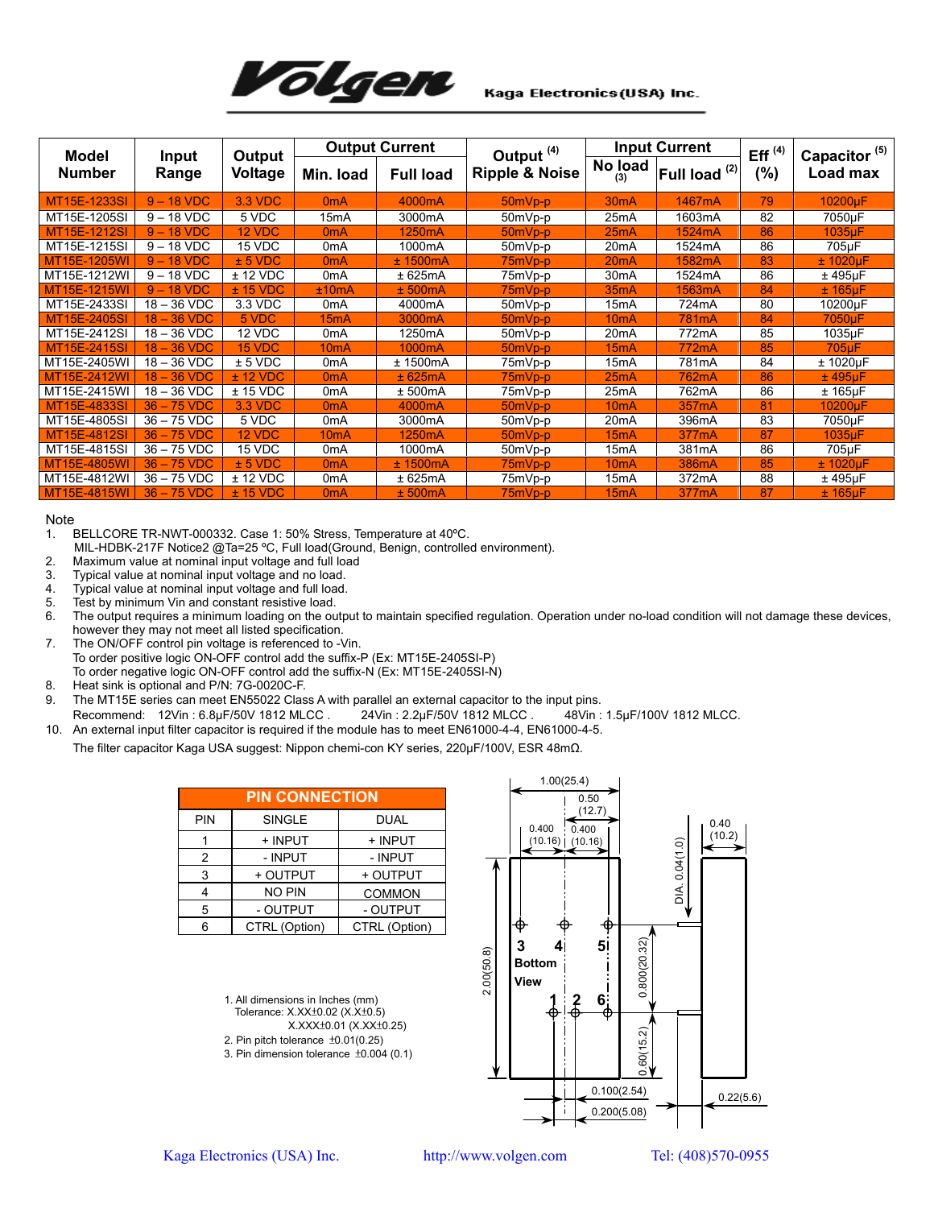# Volgen

Kaga Electronics(USA) Inc.

| Model Number | Input Range | Output Voltage | Output Current | | Output (4) Ripple & Noise | Input Current | | Eff (4) (%) | Capacitor (5) Load max |
|---|---|---|---|---|---|---|---|---|---|
| | | | Min. load | Full load | | No load (3) | Full load (2) | | |
| MT15E-1233SI | 9 – 18 VDC | 3.3 VDC | 0mA | 4000mA | 50mVp-p | 30mA | 1467mA | 79 | 10200μF |
| MT15E-1205SI | 9 – 18 VDC | 5 VDC | 15mA | 3000mA | 50mVp-p | 25mA | 1603mA | 82 | 7050μF |
| MT15E-1212SI | 9 – 18 VDC | 12 VDC | 0mA | 1250mA | 50mVp-p | 25mA | 1524mA | 86 | 1035μF |
| MT15E-1215SI | 9 – 18 VDC | 15 VDC | 0mA | 1000mA | 50mVp-p | 20mA | 1524mA | 86 | 705μF |
| MT15E-1205WI | 9 – 18 VDC | ± 5 VDC | 0mA | ± 1500mA | 75mVp-p | 20mA | 1582mA | 83 | ± 1020μF |
| MT15E-1212WI | 9 – 18 VDC | ± 12 VDC | 0mA | ± 625mA | 75mVp-p | 30mA | 1524mA | 86 | ± 495μF |
| MT15E-1215WI | 9 – 18 VDC | ± 15 VDC | ±10mA | ± 500mA | 75mVp-p | 35mA | 1563mA | 84 | ± 165μF |
| MT15E-2433SI | 18 – 36 VDC | 3.3 VDC | 0mA | 4000mA | 50mVp-p | 15mA | 724mA | 80 | 10200μF |
| MT15E-2405SI | 18 – 36 VDC | 5 VDC | 15mA | 3000mA | 50mVp-p | 10mA | 781mA | 84 | 7050μF |
| MT15E-2412SI | 18 – 36 VDC | 12 VDC | 0mA | 1250mA | 50mVp-p | 20mA | 772mA | 85 | 1035μF |
| MT15E-2415SI | 18 – 36 VDC | 15 VDC | 10mA | 1000mA | 50mVp-p | 15mA | 772mA | 85 | 705μF |
| MT15E-2405WI | 18 – 36 VDC | ± 5 VDC | 0mA | ± 1500mA | 75mVp-p | 15mA | 781mA | 84 | ± 1020μF |
| MT15E-2412WI | 18 – 36 VDC | ± 12 VDC | 0mA | ± 625mA | 75mVp-p | 25mA | 762mA | 86 | ± 495μF |
| MT15E-2415WI | 18 – 36 VDC | ± 15 VDC | 0mA | ± 500mA | 75mVp-p | 25mA | 762mA | 86 | ± 165μF |
| MT15E-4833SI | 36 – 75 VDC | 3.3 VDC | 0mA | 4000mA | 50mVp-p | 10mA | 357mA | 81 | 10200μF |
| MT15E-4805SI | 36 – 75 VDC | 5 VDC | 0mA | 3000mA | 50mVp-p | 20mA | 396mA | 83 | 7050μF |
| MT15E-4812SI | 36 – 75 VDC | 12 VDC | 10mA | 1250mA | 50mVp-p | 15mA | 377mA | 87 | 1035μF |
| MT15E-4815SI | 36 – 75 VDC | 15 VDC | 0mA | 1000mA | 50mVp-p | 15mA | 381mA | 86 | 705μF |
| MT15E-4805WI | 36 – 75 VDC | ± 5 VDC | 0mA | ± 1500mA | 75mVp-p | 10mA | 386mA | 85 | ± 1020μF |
| MT15E-4812WI | 36 – 75 VDC | ± 12 VDC | 0mA | ± 625mA | 75mVp-p | 15mA | 372mA | 88 | ± 495μF |
| MT15E-4815WI | 36 – 75 VDC | ± 15 VDC | 0mA | ± 500mA | 75mVp-p | 15mA | 377mA | 87 | ± 165μF |

Note

1. BELLCORE TR-NWT-000332. Case 1: 50% Stress, Temperature at 40ºC.
   MIL-HDBK-217F Notice2 @Ta=25 ºC, Full load(Ground, Benign, controlled environment).
2. Maximum value at nominal input voltage and full load
3. Typical value at nominal input voltage and no load.
4. Typical value at nominal input voltage and full load.
5. Test by minimum Vin and constant resistive load.
6. The output requires a minimum loading on the output to maintain specified regulation. Operation under no-load condition will not damage these devices, however they may not meet all listed specification.
7. The ON/OFF control pin voltage is referenced to -Vin.
   To order positive logic ON-OFF control add the suffix-P (Ex: MT15E-2405SI-P)
   To order negative logic ON-OFF control add the suffix-N (Ex: MT15E-2405SI-N)
8. Heat sink is optional and P/N: 7G-0020C-F.
9. The MT15E series can meet EN55022 Class A with parallel an external capacitor to the input pins.
   Recommend: 12Vin : 6.8μF/50V 1812 MLCC . 24Vin : 2.2μF/50V 1812 MLCC . 48Vin : 1.5μF/100V 1812 MLCC.
10. An external input filter capacitor is required if the module has to meet EN61000-4-4, EN61000-4-5.
    The filter capacitor Kaga USA suggest: Nippon chemi-con KY series, 220μF/100V, ESR 48mΩ.

| PIN CONNECTION | | |
|---|---|---|
| PIN | SINGLE | DUAL |
| 1 | + INPUT | + INPUT |
| 2 | - INPUT | - INPUT |
| 3 | + OUTPUT | + OUTPUT |
| 4 | NO PIN | COMMON |
| 5 | - OUTPUT | - OUTPUT |
| 6 | CTRL (Option) | CTRL (Option) |

1. All dimensions in Inches (mm)
   Tolerance: X.XX±0.02 (X.X±0.5)
   X.XXX±0.01 (X.XX±0.25)
2. Pin pitch tolerance ±0.01(0.25)
3. Pin dimension tolerance ±0.004 (0.1)

1.00(25.4)
0.50 (12.7)
0.400 (10.16)
0.400 (10.16)
0.40 (10.2)
DIA. 0.04(1.0)
2.00(50.8)
0.800(20.32)
0.60(15.2)
3 4 5
Bottom View
1 2 6
0.100(2.54)
0.200(5.08)
0.22(5.6)

Kaga Electronics (USA) Inc. http://www.volgen.com Tel: (408)570-0955